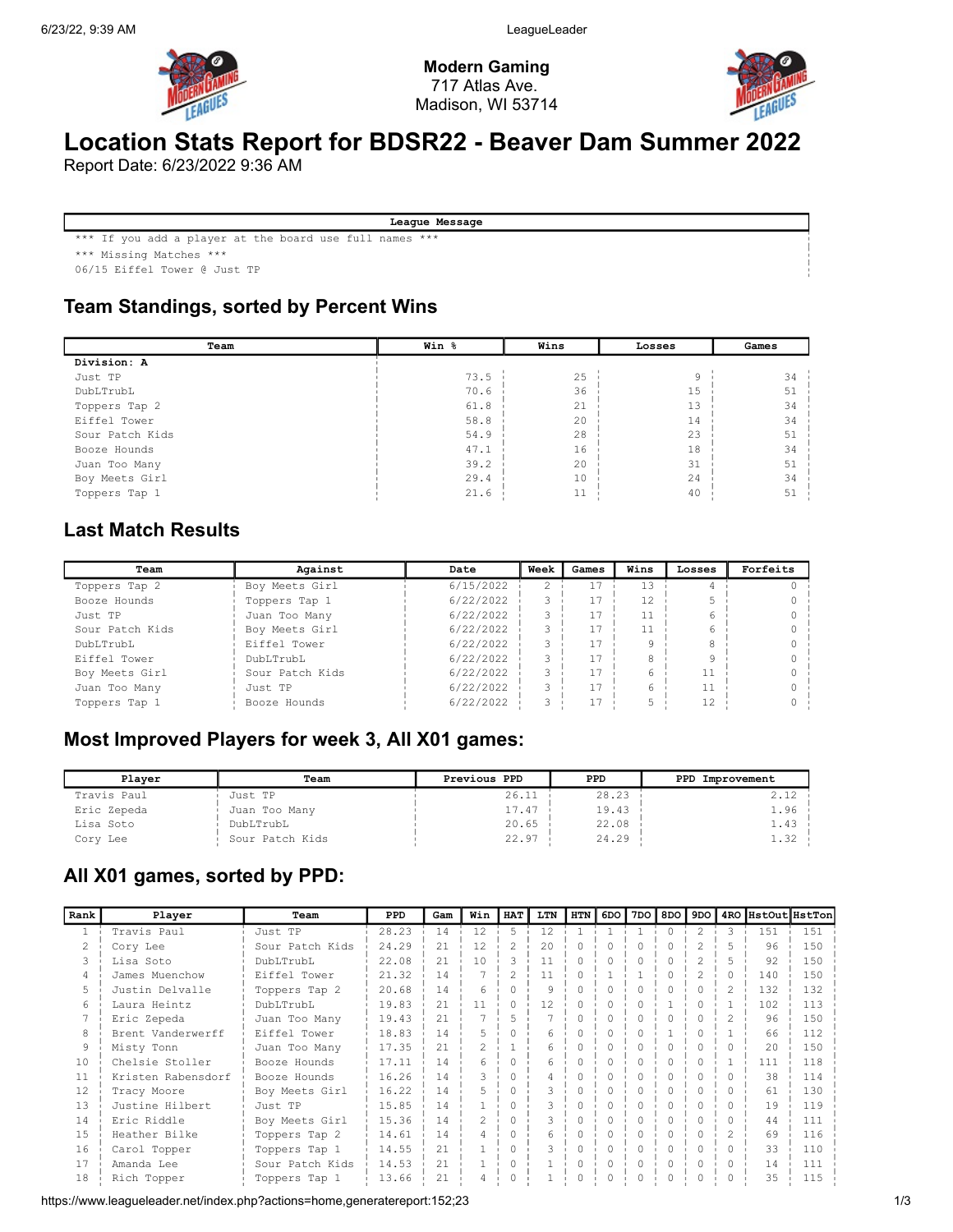Modern Gaming
717 Atlas Ave.
Madison, WI 53714

# Location Stats Report for BDSR22 - Beaver Dam Summer 2022

Report Date: 6/23/2022 9:36 AM

| League Message |
|---|
| *** If you add a player at the board use full names *** |
| *** Missing Matches *** |
| 06/15 Eiffel Tower @ Just TP |

## Team Standings, sorted by Percent Wins

| Team | Win % | Wins | Losses | Games |
|---|---|---|---|---|
| **Division: A** | | | | |
| Just TP | 73.5 | 25 | 9 | 34 |
| DubLTrubL | 70.6 | 36 | 15 | 51 |
| Toppers Tap 2 | 61.8 | 21 | 13 | 34 |
| Eiffel Tower | 58.8 | 20 | 14 | 34 |
| Sour Patch Kids | 54.9 | 28 | 23 | 51 |
| Booze Hounds | 47.1 | 16 | 18 | 34 |
| Juan Too Many | 39.2 | 20 | 31 | 51 |
| Boy Meets Girl | 29.4 | 10 | 24 | 34 |
| Toppers Tap 1 | 21.6 | 11 | 40 | 51 |

## Last Match Results

| Team | Against | Date | Week | Games | Wins | Losses | Forfeits |
|---|---|---|---|---|---|---|---|
| Toppers Tap 2 | Boy Meets Girl | 6/15/2022 | 2 | 17 | 13 | 4 | 0 |
| Booze Hounds | Toppers Tap 1 | 6/22/2022 | 3 | 17 | 12 | 5 | 0 |
| Just TP | Juan Too Many | 6/22/2022 | 3 | 17 | 11 | 6 | 0 |
| Sour Patch Kids | Boy Meets Girl | 6/22/2022 | 3 | 17 | 11 | 6 | 0 |
| DubLTrubL | Eiffel Tower | 6/22/2022 | 3 | 17 | 9 | 8 | 0 |
| Eiffel Tower | DubLTrubL | 6/22/2022 | 3 | 17 | 8 | 9 | 0 |
| Boy Meets Girl | Sour Patch Kids | 6/22/2022 | 3 | 17 | 6 | 11 | 0 |
| Juan Too Many | Just TP | 6/22/2022 | 3 | 17 | 6 | 11 | 0 |
| Toppers Tap 1 | Booze Hounds | 6/22/2022 | 3 | 17 | 5 | 12 | 0 |

## Most Improved Players for week 3, All X01 games:

| Player | Team | Previous PPD | PPD | PPD Improvement |
|---|---|---|---|---|
| Travis Paul | Just TP | 26.11 | 28.23 | 2.12 |
| Eric Zepeda | Juan Too Many | 17.47 | 19.43 | 1.96 |
| Lisa Soto | DubLTrubL | 20.65 | 22.08 | 1.43 |
| Cory Lee | Sour Patch Kids | 22.97 | 24.29 | 1.32 |

## All X01 games, sorted by PPD:

| Rank | Player | Team | PPD | Gam | Win | HAT | LTN | HTN | 6DO | 7DO | 8DO | 9DO | 4RO | HstOut | HstTon |
|---|---|---|---|---|---|---|---|---|---|---|---|---|---|---|---|
| 1 | Travis Paul | Just TP | 28.23 | 14 | 12 | 5 | 12 | 1 | 1 | 1 | 0 | 2 | 3 | 151 | 151 |
| 2 | Cory Lee | Sour Patch Kids | 24.29 | 21 | 12 | 2 | 20 | 0 | 0 | 0 | 0 | 2 | 5 | 96 | 150 |
| 3 | Lisa Soto | DubLTrubL | 22.08 | 21 | 10 | 3 | 11 | 0 | 0 | 0 | 0 | 2 | 5 | 92 | 150 |
| 4 | James Muenchow | Eiffel Tower | 21.32 | 14 | 7 | 2 | 11 | 0 | 1 | 1 | 0 | 2 | 0 | 140 | 150 |
| 5 | Justin Delvalle | Toppers Tap 2 | 20.68 | 14 | 6 | 0 | 9 | 0 | 0 | 0 | 0 | 0 | 2 | 132 | 132 |
| 6 | Laura Heintz | DubLTrubL | 19.83 | 21 | 11 | 0 | 12 | 0 | 0 | 0 | 1 | 0 | 1 | 102 | 113 |
| 7 | Eric Zepeda | Juan Too Many | 19.43 | 21 | 7 | 5 | 7 | 0 | 0 | 0 | 0 | 0 | 2 | 96 | 150 |
| 8 | Brent Vanderwerff | Eiffel Tower | 18.83 | 14 | 5 | 0 | 6 | 0 | 0 | 0 | 1 | 0 | 1 | 66 | 112 |
| 9 | Misty Tonn | Juan Too Many | 17.35 | 21 | 2 | 1 | 6 | 0 | 0 | 0 | 0 | 0 | 0 | 20 | 150 |
| 10 | Chelsie Stoller | Booze Hounds | 17.11 | 14 | 6 | 0 | 6 | 0 | 0 | 0 | 0 | 0 | 1 | 111 | 118 |
| 11 | Kristen Rabensdorf | Booze Hounds | 16.26 | 14 | 3 | 0 | 4 | 0 | 0 | 0 | 0 | 0 | 0 | 38 | 114 |
| 12 | Tracy Moore | Boy Meets Girl | 16.22 | 14 | 5 | 0 | 3 | 0 | 0 | 0 | 0 | 0 | 0 | 61 | 130 |
| 13 | Justine Hilbert | Just TP | 15.85 | 14 | 1 | 0 | 3 | 0 | 0 | 0 | 0 | 0 | 0 | 19 | 119 |
| 14 | Eric Riddle | Boy Meets Girl | 15.36 | 14 | 2 | 0 | 3 | 0 | 0 | 0 | 0 | 0 | 0 | 44 | 111 |
| 15 | Heather Bilke | Toppers Tap 2 | 14.61 | 14 | 4 | 0 | 6 | 0 | 0 | 0 | 0 | 0 | 2 | 69 | 116 |
| 16 | Carol Topper | Toppers Tap 1 | 14.55 | 21 | 1 | 0 | 3 | 0 | 0 | 0 | 0 | 0 | 0 | 33 | 110 |
| 17 | Amanda Lee | Sour Patch Kids | 14.53 | 21 | 1 | 0 | 1 | 0 | 0 | 0 | 0 | 0 | 0 | 14 | 111 |
| 18 | Rich Topper | Toppers Tap 1 | 13.66 | 21 | 4 | 0 | 1 | 0 | 0 | 0 | 0 | 0 | 0 | 35 | 115 |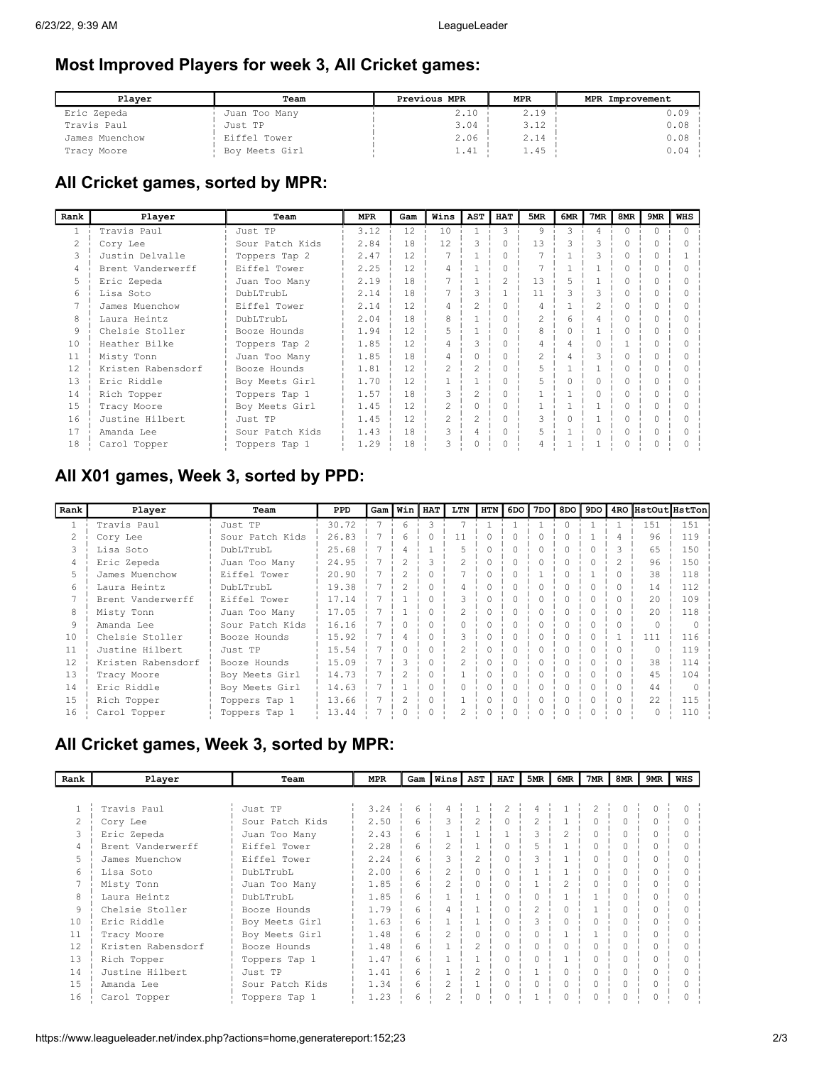## Most Improved Players for week 3, All Cricket games:

| Player | Team | Previous MPR | MPR | MPR Improvement |
|---|---|---|---|---|
| Eric Zepeda | Juan Too Many | 2.10 | 2.19 | 0.09 |
| Travis Paul | Just TP | 3.04 | 3.12 | 0.08 |
| James Muenchow | Eiffel Tower | 2.06 | 2.14 | 0.08 |
| Tracy Moore | Boy Meets Girl | 1.41 | 1.45 | 0.04 |

## All Cricket games, sorted by MPR:

| Rank | Player | Team | MPR | Gam | Wins | AST | HAT | 5MR | 6MR | 7MR | 8MR | 9MR | WHS |
|---|---|---|---|---|---|---|---|---|---|---|---|---|---|
| 1 | Travis Paul | Just TP | 3.12 | 12 | 10 | 1 | 3 | 9 | 3 | 4 | 0 | 0 | 0 |
| 2 | Cory Lee | Sour Patch Kids | 2.84 | 18 | 12 | 3 | 0 | 13 | 3 | 3 | 0 | 0 | 0 |
| 3 | Justin Delvalle | Toppers Tap 2 | 2.47 | 12 | 7 | 1 | 0 | 7 | 1 | 3 | 0 | 0 | 1 |
| 4 | Brent Vanderwerff | Eiffel Tower | 2.25 | 12 | 4 | 1 | 0 | 7 | 1 | 1 | 0 | 0 | 0 |
| 5 | Eric Zepeda | Juan Too Many | 2.19 | 18 | 7 | 1 | 2 | 13 | 5 | 1 | 0 | 0 | 0 |
| 6 | Lisa Soto | DubLTrubL | 2.14 | 18 | 7 | 3 | 1 | 11 | 3 | 3 | 0 | 0 | 0 |
| 7 | James Muenchow | Eiffel Tower | 2.14 | 12 | 4 | 2 | 0 | 4 | 1 | 2 | 0 | 0 | 0 |
| 8 | Laura Heintz | DubLTrubL | 2.04 | 18 | 8 | 1 | 0 | 2 | 6 | 4 | 0 | 0 | 0 |
| 9 | Chelsie Stoller | Booze Hounds | 1.94 | 12 | 5 | 1 | 0 | 8 | 0 | 1 | 0 | 0 | 0 |
| 10 | Heather Bilke | Toppers Tap 2 | 1.85 | 12 | 4 | 3 | 0 | 4 | 4 | 0 | 1 | 0 | 0 |
| 11 | Misty Tonn | Juan Too Many | 1.85 | 18 | 4 | 0 | 0 | 2 | 4 | 3 | 0 | 0 | 0 |
| 12 | Kristen Rabensdorf | Booze Hounds | 1.81 | 12 | 2 | 2 | 0 | 5 | 1 | 1 | 0 | 0 | 0 |
| 13 | Eric Riddle | Boy Meets Girl | 1.70 | 12 | 1 | 1 | 0 | 5 | 0 | 0 | 0 | 0 | 0 |
| 14 | Rich Topper | Toppers Tap 1 | 1.57 | 18 | 3 | 2 | 0 | 1 | 1 | 0 | 0 | 0 | 0 |
| 15 | Tracy Moore | Boy Meets Girl | 1.45 | 12 | 2 | 0 | 0 | 1 | 1 | 1 | 0 | 0 | 0 |
| 16 | Justine Hilbert | Just TP | 1.45 | 12 | 2 | 2 | 0 | 3 | 0 | 1 | 0 | 0 | 0 |
| 17 | Amanda Lee | Sour Patch Kids | 1.43 | 18 | 3 | 4 | 0 | 5 | 1 | 0 | 0 | 0 | 0 |
| 18 | Carol Topper | Toppers Tap 1 | 1.29 | 18 | 3 | 0 | 0 | 4 | 1 | 1 | 0 | 0 | 0 |

## All X01 games, Week 3, sorted by PPD:

| Rank | Player | Team | PPD | Gam | Win | HAT | LTN | HTN | 6DO | 7DO | 8DO | 9DO | 4RO | HstOut | HstTon |
|---|---|---|---|---|---|---|---|---|---|---|---|---|---|---|---|
| 1 | Travis Paul | Just TP | 30.72 | 7 | 6 | 3 | 7 | 1 | 1 | 1 | 0 | 1 | 1 | 151 | 151 |
| 2 | Cory Lee | Sour Patch Kids | 26.83 | 7 | 6 | 0 | 11 | 0 | 0 | 0 | 0 | 1 | 4 | 96 | 119 |
| 3 | Lisa Soto | DubLTrubL | 25.68 | 7 | 4 | 1 | 5 | 0 | 0 | 0 | 0 | 0 | 3 | 65 | 150 |
| 4 | Eric Zepeda | Juan Too Many | 24.95 | 7 | 2 | 3 | 2 | 0 | 0 | 0 | 0 | 0 | 2 | 96 | 150 |
| 5 | James Muenchow | Eiffel Tower | 20.90 | 7 | 2 | 0 | 7 | 0 | 0 | 1 | 0 | 1 | 0 | 38 | 118 |
| 6 | Laura Heintz | DubLTrubL | 19.38 | 7 | 2 | 0 | 4 | 0 | 0 | 0 | 0 | 0 | 0 | 14 | 112 |
| 7 | Brent Vanderwerff | Eiffel Tower | 17.14 | 7 | 1 | 0 | 3 | 0 | 0 | 0 | 0 | 0 | 0 | 20 | 109 |
| 8 | Misty Tonn | Juan Too Many | 17.05 | 7 | 1 | 0 | 2 | 0 | 0 | 0 | 0 | 0 | 0 | 20 | 118 |
| 9 | Amanda Lee | Sour Patch Kids | 16.16 | 7 | 0 | 0 | 0 | 0 | 0 | 0 | 0 | 0 | 0 | 0 | 0 |
| 10 | Chelsie Stoller | Booze Hounds | 15.92 | 7 | 4 | 0 | 3 | 0 | 0 | 0 | 0 | 0 | 1 | 111 | 116 |
| 11 | Justine Hilbert | Just TP | 15.54 | 7 | 0 | 0 | 2 | 0 | 0 | 0 | 0 | 0 | 0 | 0 | 119 |
| 12 | Kristen Rabensdorf | Booze Hounds | 15.09 | 7 | 3 | 0 | 2 | 0 | 0 | 0 | 0 | 0 | 0 | 38 | 114 |
| 13 | Tracy Moore | Boy Meets Girl | 14.73 | 7 | 2 | 0 | 1 | 0 | 0 | 0 | 0 | 0 | 0 | 45 | 104 |
| 14 | Eric Riddle | Boy Meets Girl | 14.63 | 7 | 1 | 0 | 0 | 0 | 0 | 0 | 0 | 0 | 0 | 44 | 0 |
| 15 | Rich Topper | Toppers Tap 1 | 13.66 | 7 | 2 | 0 | 1 | 0 | 0 | 0 | 0 | 0 | 0 | 22 | 115 |
| 16 | Carol Topper | Toppers Tap 1 | 13.44 | 7 | 0 | 0 | 2 | 0 | 0 | 0 | 0 | 0 | 0 | 0 | 110 |

## All Cricket games, Week 3, sorted by MPR:

| Rank | Player | Team | MPR | Gam | Wins | AST | HAT | 5MR | 6MR | 7MR | 8MR | 9MR | WHS |
|---|---|---|---|---|---|---|---|---|---|---|---|---|---|
| 1 | Travis Paul | Just TP | 3.24 | 6 | 4 | 1 | 2 | 4 | 1 | 2 | 0 | 0 | 0 |
| 2 | Cory Lee | Sour Patch Kids | 2.50 | 6 | 3 | 2 | 0 | 2 | 1 | 0 | 0 | 0 | 0 |
| 3 | Eric Zepeda | Juan Too Many | 2.43 | 6 | 1 | 1 | 1 | 3 | 2 | 0 | 0 | 0 | 0 |
| 4 | Brent Vanderwerff | Eiffel Tower | 2.28 | 6 | 2 | 1 | 0 | 5 | 1 | 0 | 0 | 0 | 0 |
| 5 | James Muenchow | Eiffel Tower | 2.24 | 6 | 3 | 2 | 0 | 3 | 1 | 0 | 0 | 0 | 0 |
| 6 | Lisa Soto | DubLTrubL | 2.00 | 6 | 2 | 0 | 0 | 1 | 1 | 0 | 0 | 0 | 0 |
| 7 | Misty Tonn | Juan Too Many | 1.85 | 6 | 2 | 0 | 0 | 1 | 2 | 0 | 0 | 0 | 0 |
| 8 | Laura Heintz | DubLTrubL | 1.85 | 6 | 1 | 1 | 0 | 0 | 1 | 1 | 0 | 0 | 0 |
| 9 | Chelsie Stoller | Booze Hounds | 1.79 | 6 | 4 | 1 | 0 | 2 | 0 | 1 | 0 | 0 | 0 |
| 10 | Eric Riddle | Boy Meets Girl | 1.63 | 6 | 1 | 1 | 0 | 3 | 0 | 0 | 0 | 0 | 0 |
| 11 | Tracy Moore | Boy Meets Girl | 1.48 | 6 | 2 | 0 | 0 | 0 | 1 | 1 | 0 | 0 | 0 |
| 12 | Kristen Rabensdorf | Booze Hounds | 1.48 | 6 | 1 | 2 | 0 | 0 | 0 | 0 | 0 | 0 | 0 |
| 13 | Rich Topper | Toppers Tap 1 | 1.47 | 6 | 1 | 1 | 0 | 0 | 1 | 0 | 0 | 0 | 0 |
| 14 | Justine Hilbert | Just TP | 1.41 | 6 | 1 | 2 | 0 | 1 | 0 | 0 | 0 | 0 | 0 |
| 15 | Amanda Lee | Sour Patch Kids | 1.34 | 6 | 2 | 1 | 0 | 0 | 0 | 0 | 0 | 0 | 0 |
| 16 | Carol Topper | Toppers Tap 1 | 1.23 | 6 | 2 | 0 | 0 | 1 | 0 | 0 | 0 | 0 | 0 |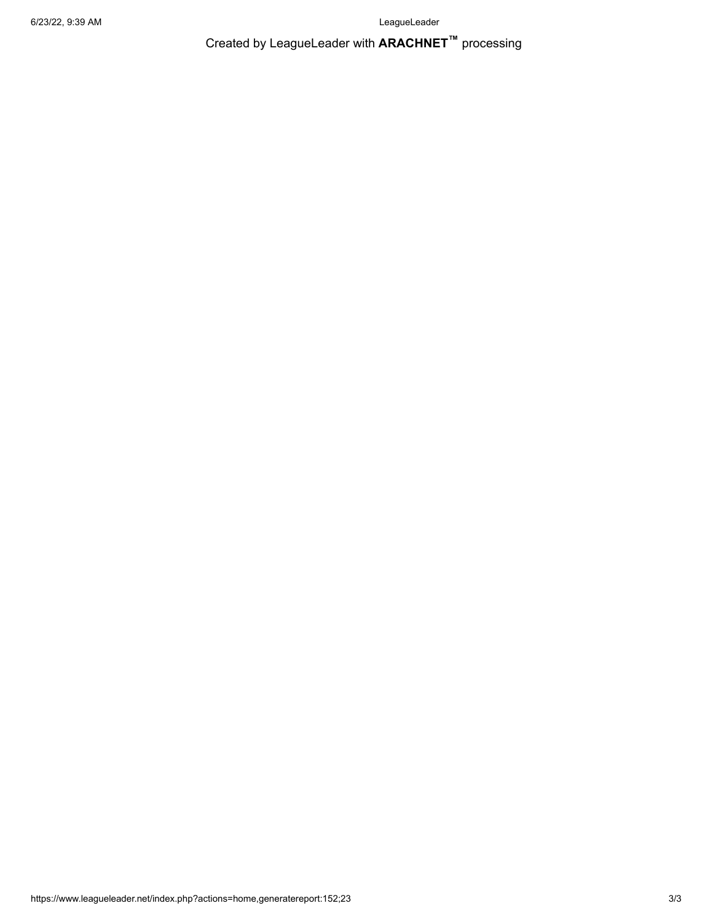Created by LeagueLeader with **ARACHNET™** processing